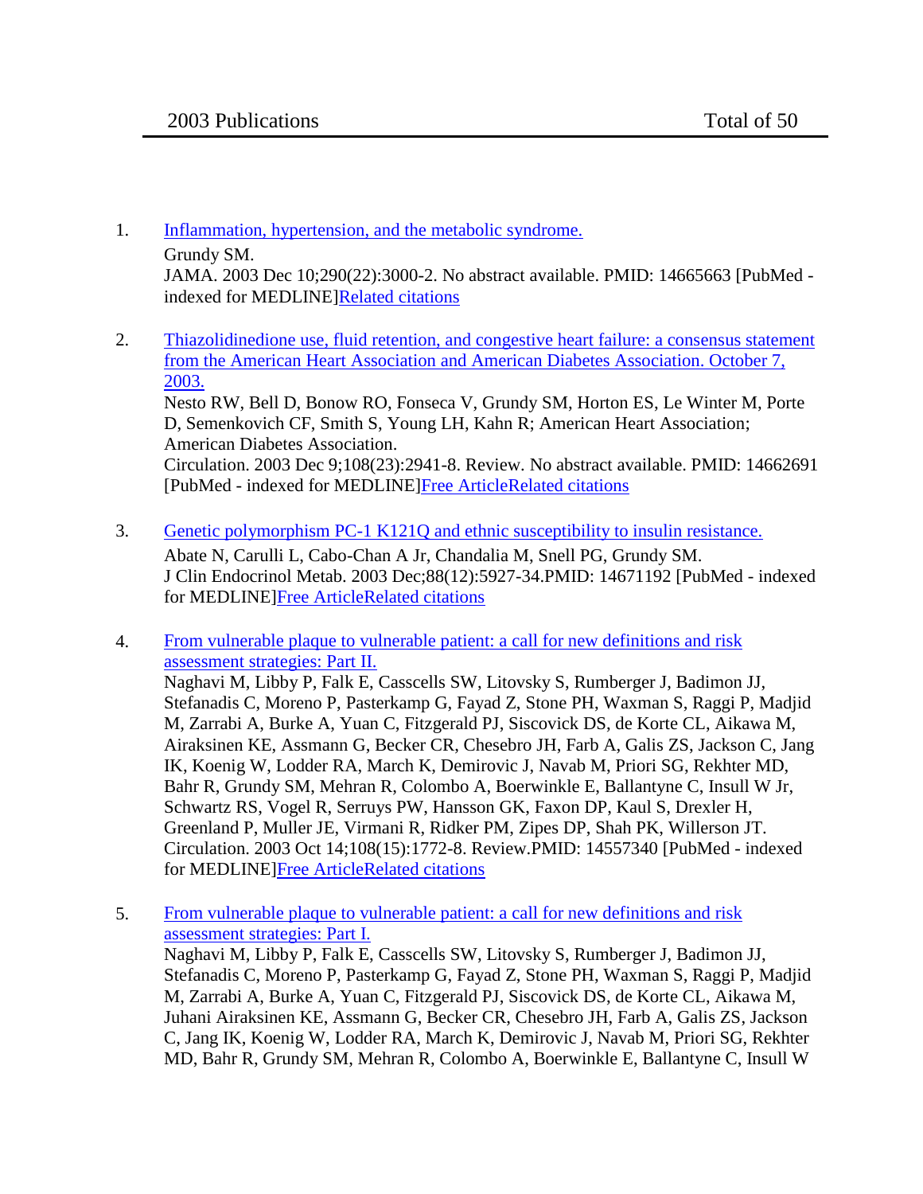## 2003 Publications — Total of 50

1. Inflammation, hypertension, and the metabolic syndrome.
   Grundy SM.
   JAMA. 2003 Dec 10;290(22):3000-2. No abstract available. PMID: 14665663 [PubMed - indexed for MEDLINE]Related citations

2. Thiazolidinedione use, fluid retention, and congestive heart failure: a consensus statement from the American Heart Association and American Diabetes Association. October 7, 2003.
   Nesto RW, Bell D, Bonow RO, Fonseca V, Grundy SM, Horton ES, Le Winter M, Porte D, Semenkovich CF, Smith S, Young LH, Kahn R; American Heart Association; American Diabetes Association.
   Circulation. 2003 Dec 9;108(23):2941-8. Review. No abstract available. PMID: 14662691 [PubMed - indexed for MEDLINE]Free ArticleRelated citations

3. Genetic polymorphism PC-1 K121Q and ethnic susceptibility to insulin resistance.
   Abate N, Carulli L, Cabo-Chan A Jr, Chandalia M, Snell PG, Grundy SM.
   J Clin Endocrinol Metab. 2003 Dec;88(12):5927-34.PMID: 14671192 [PubMed - indexed for MEDLINE]Free ArticleRelated citations

4. From vulnerable plaque to vulnerable patient: a call for new definitions and risk assessment strategies: Part II.
   Naghavi M, Libby P, Falk E, Casscells SW, Litovsky S, Rumberger J, Badimon JJ, Stefanadis C, Moreno P, Pasterkamp G, Fayad Z, Stone PH, Waxman S, Raggi P, Madjid M, Zarrabi A, Burke A, Yuan C, Fitzgerald PJ, Siscovick DS, de Korte CL, Aikawa M, Airaksinen KE, Assmann G, Becker CR, Chesebro JH, Farb A, Galis ZS, Jackson C, Jang IK, Koenig W, Lodder RA, March K, Demirovic J, Navab M, Priori SG, Rekhter MD, Bahr R, Grundy SM, Mehran R, Colombo A, Boerwinkle E, Ballantyne C, Insull W Jr, Schwartz RS, Vogel R, Serruys PW, Hansson GK, Faxon DP, Kaul S, Drexler H, Greenland P, Muller JE, Virmani R, Ridker PM, Zipes DP, Shah PK, Willerson JT.
   Circulation. 2003 Oct 14;108(15):1772-8. Review.PMID: 14557340 [PubMed - indexed for MEDLINE]Free ArticleRelated citations

5. From vulnerable plaque to vulnerable patient: a call for new definitions and risk assessment strategies: Part I.
   Naghavi M, Libby P, Falk E, Casscells SW, Litovsky S, Rumberger J, Badimon JJ, Stefanadis C, Moreno P, Pasterkamp G, Fayad Z, Stone PH, Waxman S, Raggi P, Madjid M, Zarrabi A, Burke A, Yuan C, Fitzgerald PJ, Siscovick DS, de Korte CL, Aikawa M, Juhani Airaksinen KE, Assmann G, Becker CR, Chesebro JH, Farb A, Galis ZS, Jackson C, Jang IK, Koenig W, Lodder RA, March K, Demirovic J, Navab M, Priori SG, Rekhter MD, Bahr R, Grundy SM, Mehran R, Colombo A, Boerwinkle E, Ballantyne C, Insull W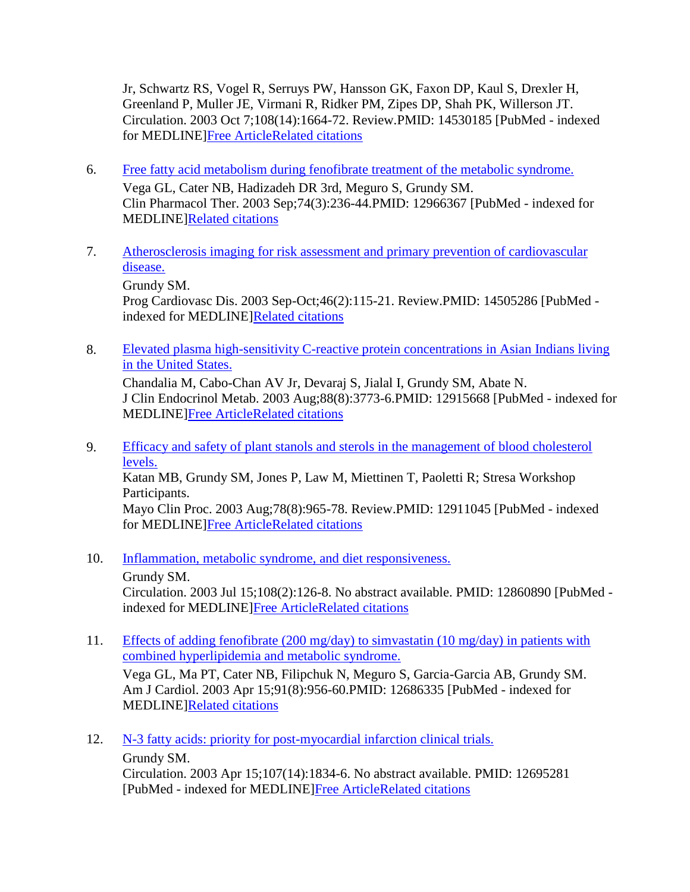Jr, Schwartz RS, Vogel R, Serruys PW, Hansson GK, Faxon DP, Kaul S, Drexler H, Greenland P, Muller JE, Virmani R, Ridker PM, Zipes DP, Shah PK, Willerson JT.
Circulation. 2003 Oct 7;108(14):1664-72. Review.PMID: 14530185 [PubMed - indexed for MEDLINE]Free ArticleRelated citations

6. Free fatty acid metabolism during fenofibrate treatment of the metabolic syndrome.
   Vega GL, Cater NB, Hadizadeh DR 3rd, Meguro S, Grundy SM.
   Clin Pharmacol Ther. 2003 Sep;74(3):236-44.PMID: 12966367 [PubMed - indexed for MEDLINE]Related citations

7. Atherosclerosis imaging for risk assessment and primary prevention of cardiovascular disease.
   Grundy SM.
   Prog Cardiovasc Dis. 2003 Sep-Oct;46(2):115-21. Review.PMID: 14505286 [PubMed - indexed for MEDLINE]Related citations

8. Elevated plasma high-sensitivity C-reactive protein concentrations in Asian Indians living in the United States.
   Chandalia M, Cabo-Chan AV Jr, Devaraj S, Jialal I, Grundy SM, Abate N.
   J Clin Endocrinol Metab. 2003 Aug;88(8):3773-6.PMID: 12915668 [PubMed - indexed for MEDLINE]Free ArticleRelated citations

9. Efficacy and safety of plant stanols and sterols in the management of blood cholesterol levels.
   Katan MB, Grundy SM, Jones P, Law M, Miettinen T, Paoletti R; Stresa Workshop Participants.
   Mayo Clin Proc. 2003 Aug;78(8):965-78. Review.PMID: 12911045 [PubMed - indexed for MEDLINE]Free ArticleRelated citations

10. Inflammation, metabolic syndrome, and diet responsiveness.
    Grundy SM.
    Circulation. 2003 Jul 15;108(2):126-8. No abstract available. PMID: 12860890 [PubMed - indexed for MEDLINE]Free ArticleRelated citations

11. Effects of adding fenofibrate (200 mg/day) to simvastatin (10 mg/day) in patients with combined hyperlipidemia and metabolic syndrome.
    Vega GL, Ma PT, Cater NB, Filipchuk N, Meguro S, Garcia-Garcia AB, Grundy SM.
    Am J Cardiol. 2003 Apr 15;91(8):956-60.PMID: 12686335 [PubMed - indexed for MEDLINE]Related citations

12. N-3 fatty acids: priority for post-myocardial infarction clinical trials.
    Grundy SM.
    Circulation. 2003 Apr 15;107(14):1834-6. No abstract available. PMID: 12695281 [PubMed - indexed for MEDLINE]Free ArticleRelated citations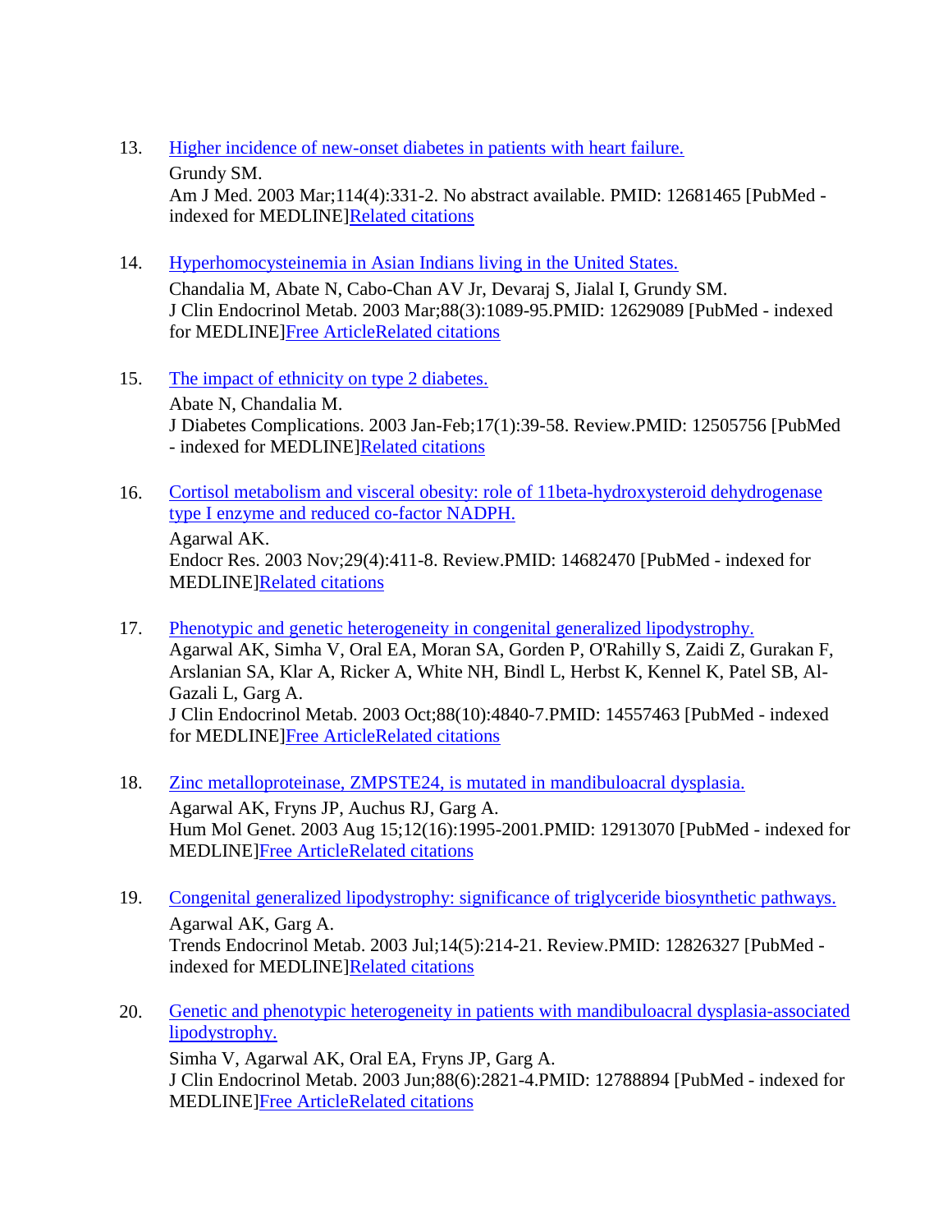13. [Higher incidence of new-onset diabetes in patients with heart failure.]
Grundy SM.
Am J Med. 2003 Mar;114(4):331-2. No abstract available. PMID: 12681465 [PubMed - indexed for MEDLINE]Related citations

14. [Hyperhomocysteinemia in Asian Indians living in the United States.]
Chandalia M, Abate N, Cabo-Chan AV Jr, Devaraj S, Jialal I, Grundy SM.
J Clin Endocrinol Metab. 2003 Mar;88(3):1089-95.PMID: 12629089 [PubMed - indexed for MEDLINE]Free ArticleRelated citations

15. [The impact of ethnicity on type 2 diabetes.]
Abate N, Chandalia M.
J Diabetes Complications. 2003 Jan-Feb;17(1):39-58. Review.PMID: 12505756 [PubMed - indexed for MEDLINE]Related citations

16. [Cortisol metabolism and visceral obesity: role of 11beta-hydroxysteroid dehydrogenase type I enzyme and reduced co-factor NADPH.]
Agarwal AK.
Endocr Res. 2003 Nov;29(4):411-8. Review.PMID: 14682470 [PubMed - indexed for MEDLINE]Related citations

17. [Phenotypic and genetic heterogeneity in congenital generalized lipodystrophy.]
Agarwal AK, Simha V, Oral EA, Moran SA, Gorden P, O'Rahilly S, Zaidi Z, Gurakan F, Arslanian SA, Klar A, Ricker A, White NH, Bindl L, Herbst K, Kennel K, Patel SB, Al-Gazali L, Garg A.
J Clin Endocrinol Metab. 2003 Oct;88(10):4840-7.PMID: 14557463 [PubMed - indexed for MEDLINE]Free ArticleRelated citations

18. [Zinc metalloproteinase, ZMPSTE24, is mutated in mandibuloacral dysplasia.]
Agarwal AK, Fryns JP, Auchus RJ, Garg A.
Hum Mol Genet. 2003 Aug 15;12(16):1995-2001.PMID: 12913070 [PubMed - indexed for MEDLINE]Free ArticleRelated citations

19. [Congenital generalized lipodystrophy: significance of triglyceride biosynthetic pathways.]
Agarwal AK, Garg A.
Trends Endocrinol Metab. 2003 Jul;14(5):214-21. Review.PMID: 12826327 [PubMed - indexed for MEDLINE]Related citations

20. [Genetic and phenotypic heterogeneity in patients with mandibuloacral dysplasia-associated lipodystrophy.]
Simha V, Agarwal AK, Oral EA, Fryns JP, Garg A.
J Clin Endocrinol Metab. 2003 Jun;88(6):2821-4.PMID: 12788894 [PubMed - indexed for MEDLINE]Free ArticleRelated citations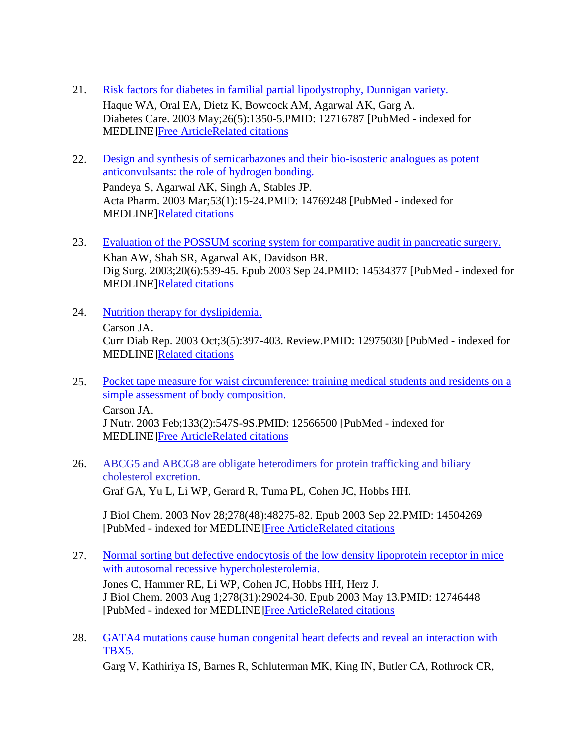21. [Risk factors for diabetes in familial partial lipodystrophy, Dunnigan variety.]
    Haque WA, Oral EA, Dietz K, Bowcock AM, Agarwal AK, Garg A.
    Diabetes Care. 2003 May;26(5):1350-5.PMID: 12716787 [PubMed - indexed for MEDLINE]Free ArticleRelated citations

22. [Design and synthesis of semicarbazones and their bio-isosteric analogues as potent anticonvulsants: the role of hydrogen bonding.]
    Pandeya S, Agarwal AK, Singh A, Stables JP.
    Acta Pharm. 2003 Mar;53(1):15-24.PMID: 14769248 [PubMed - indexed for MEDLINE]Related citations

23. [Evaluation of the POSSUM scoring system for comparative audit in pancreatic surgery.]
    Khan AW, Shah SR, Agarwal AK, Davidson BR.
    Dig Surg. 2003;20(6):539-45. Epub 2003 Sep 24.PMID: 14534377 [PubMed - indexed for MEDLINE]Related citations

24. [Nutrition therapy for dyslipidemia.]
    Carson JA.
    Curr Diab Rep. 2003 Oct;3(5):397-403. Review.PMID: 12975030 [PubMed - indexed for MEDLINE]Related citations

25. [Pocket tape measure for waist circumference: training medical students and residents on a simple assessment of body composition.]
    Carson JA.
    J Nutr. 2003 Feb;133(2):547S-9S.PMID: 12566500 [PubMed - indexed for MEDLINE]Free ArticleRelated citations

26. [ABCG5 and ABCG8 are obligate heterodimers for protein trafficking and biliary cholesterol excretion.]
    Graf GA, Yu L, Li WP, Gerard R, Tuma PL, Cohen JC, Hobbs HH.

    J Biol Chem. 2003 Nov 28;278(48):48275-82. Epub 2003 Sep 22.PMID: 14504269 [PubMed - indexed for MEDLINE]Free ArticleRelated citations

27. [Normal sorting but defective endocytosis of the low density lipoprotein receptor in mice with autosomal recessive hypercholesterolemia.]
    Jones C, Hammer RE, Li WP, Cohen JC, Hobbs HH, Herz J.
    J Biol Chem. 2003 Aug 1;278(31):29024-30. Epub 2003 May 13.PMID: 12746448 [PubMed - indexed for MEDLINE]Free ArticleRelated citations

28. [GATA4 mutations cause human congenital heart defects and reveal an interaction with TBX5.]
    Garg V, Kathiriya IS, Barnes R, Schluterman MK, King IN, Butler CA, Rothrock CR,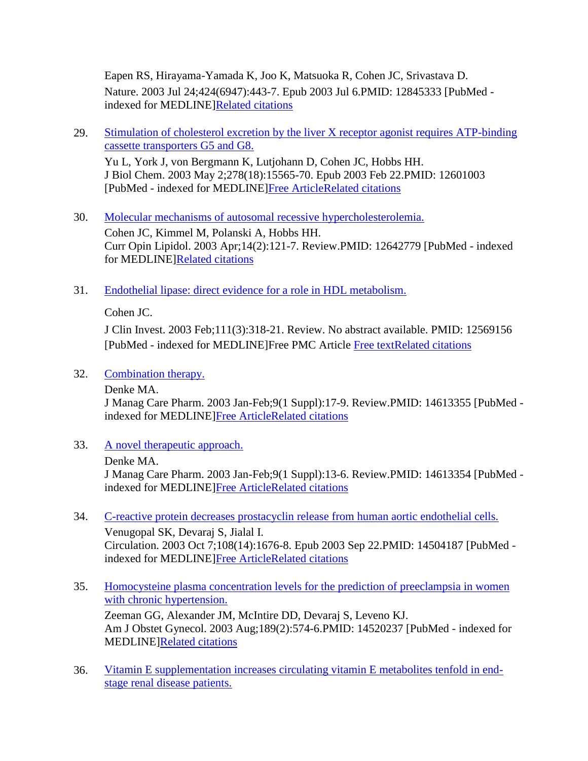Eapen RS, Hirayama-Yamada K, Joo K, Matsuoka R, Cohen JC, Srivastava D.
Nature. 2003 Jul 24;424(6947):443-7. Epub 2003 Jul 6.PMID: 12845333 [PubMed - indexed for MEDLINE]Related citations

29. Stimulation of cholesterol excretion by the liver X receptor agonist requires ATP-binding cassette transporters G5 and G8.
    Yu L, York J, von Bergmann K, Lutjohann D, Cohen JC, Hobbs HH.
    J Biol Chem. 2003 May 2;278(18):15565-70. Epub 2003 Feb 22.PMID: 12601003 [PubMed - indexed for MEDLINE]Free ArticleRelated citations

30. Molecular mechanisms of autosomal recessive hypercholesterolemia.
    Cohen JC, Kimmel M, Polanski A, Hobbs HH.
    Curr Opin Lipidol. 2003 Apr;14(2):121-7. Review.PMID: 12642779 [PubMed - indexed for MEDLINE]Related citations

31. Endothelial lipase: direct evidence for a role in HDL metabolism.
    Cohen JC.
    J Clin Invest. 2003 Feb;111(3):318-21. Review. No abstract available. PMID: 12569156 [PubMed - indexed for MEDLINE]Free PMC Article Free textRelated citations

32. Combination therapy.
    Denke MA.
    J Manag Care Pharm. 2003 Jan-Feb;9(1 Suppl):17-9. Review.PMID: 14613355 [PubMed - indexed for MEDLINE]Free ArticleRelated citations

33. A novel therapeutic approach.
    Denke MA.
    J Manag Care Pharm. 2003 Jan-Feb;9(1 Suppl):13-6. Review.PMID: 14613354 [PubMed - indexed for MEDLINE]Free ArticleRelated citations

34. C-reactive protein decreases prostacyclin release from human aortic endothelial cells.
    Venugopal SK, Devaraj S, Jialal I.
    Circulation. 2003 Oct 7;108(14):1676-8. Epub 2003 Sep 22.PMID: 14504187 [PubMed - indexed for MEDLINE]Free ArticleRelated citations

35. Homocysteine plasma concentration levels for the prediction of preeclampsia in women with chronic hypertension.
    Zeeman GG, Alexander JM, McIntire DD, Devaraj S, Leveno KJ.
    Am J Obstet Gynecol. 2003 Aug;189(2):574-6.PMID: 14520237 [PubMed - indexed for MEDLINE]Related citations

36. Vitamin E supplementation increases circulating vitamin E metabolites tenfold in end-stage renal disease patients.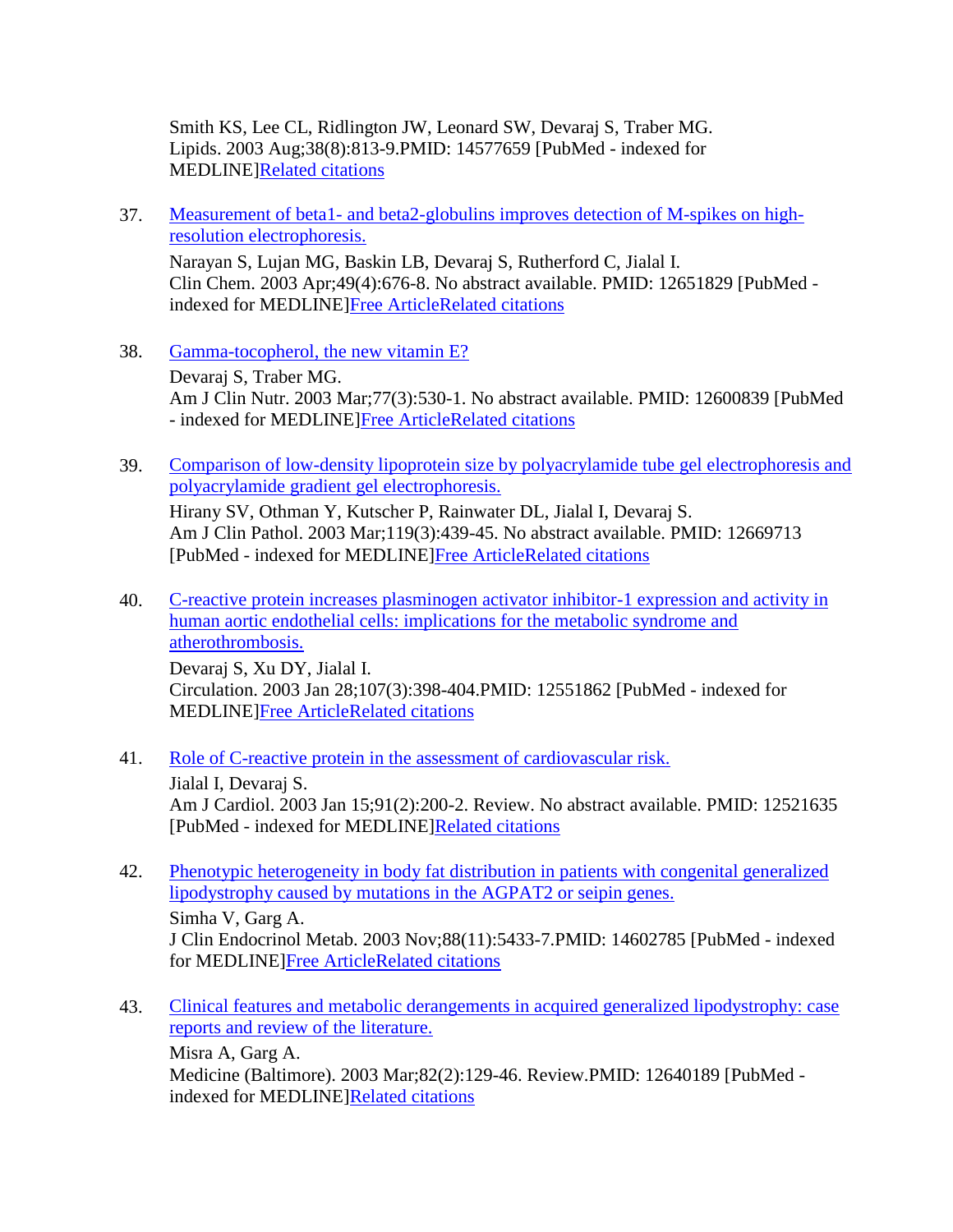Smith KS, Lee CL, Ridlington JW, Leonard SW, Devaraj S, Traber MG.
Lipids. 2003 Aug;38(8):813-9.PMID: 14577659 [PubMed - indexed for MEDLINE]Related citations

37. Measurement of beta1- and beta2-globulins improves detection of M-spikes on high-resolution electrophoresis.
    Narayan S, Lujan MG, Baskin LB, Devaraj S, Rutherford C, Jialal I.
    Clin Chem. 2003 Apr;49(4):676-8. No abstract available. PMID: 12651829 [PubMed - indexed for MEDLINE]Free ArticleRelated citations

38. Gamma-tocopherol, the new vitamin E?
    Devaraj S, Traber MG.
    Am J Clin Nutr. 2003 Mar;77(3):530-1. No abstract available. PMID: 12600839 [PubMed - indexed for MEDLINE]Free ArticleRelated citations

39. Comparison of low-density lipoprotein size by polyacrylamide tube gel electrophoresis and polyacrylamide gradient gel electrophoresis.
    Hirany SV, Othman Y, Kutscher P, Rainwater DL, Jialal I, Devaraj S.
    Am J Clin Pathol. 2003 Mar;119(3):439-45. No abstract available. PMID: 12669713 [PubMed - indexed for MEDLINE]Free ArticleRelated citations

40. C-reactive protein increases plasminogen activator inhibitor-1 expression and activity in human aortic endothelial cells: implications for the metabolic syndrome and atherothrombosis.
    Devaraj S, Xu DY, Jialal I.
    Circulation. 2003 Jan 28;107(3):398-404.PMID: 12551862 [PubMed - indexed for MEDLINE]Free ArticleRelated citations

41. Role of C-reactive protein in the assessment of cardiovascular risk.
    Jialal I, Devaraj S.
    Am J Cardiol. 2003 Jan 15;91(2):200-2. Review. No abstract available. PMID: 12521635 [PubMed - indexed for MEDLINE]Related citations

42. Phenotypic heterogeneity in body fat distribution in patients with congenital generalized lipodystrophy caused by mutations in the AGPAT2 or seipin genes.
    Simha V, Garg A.
    J Clin Endocrinol Metab. 2003 Nov;88(11):5433-7.PMID: 14602785 [PubMed - indexed for MEDLINE]Free ArticleRelated citations

43. Clinical features and metabolic derangements in acquired generalized lipodystrophy: case reports and review of the literature.
    Misra A, Garg A.
    Medicine (Baltimore). 2003 Mar;82(2):129-46. Review.PMID: 12640189 [PubMed - indexed for MEDLINE]Related citations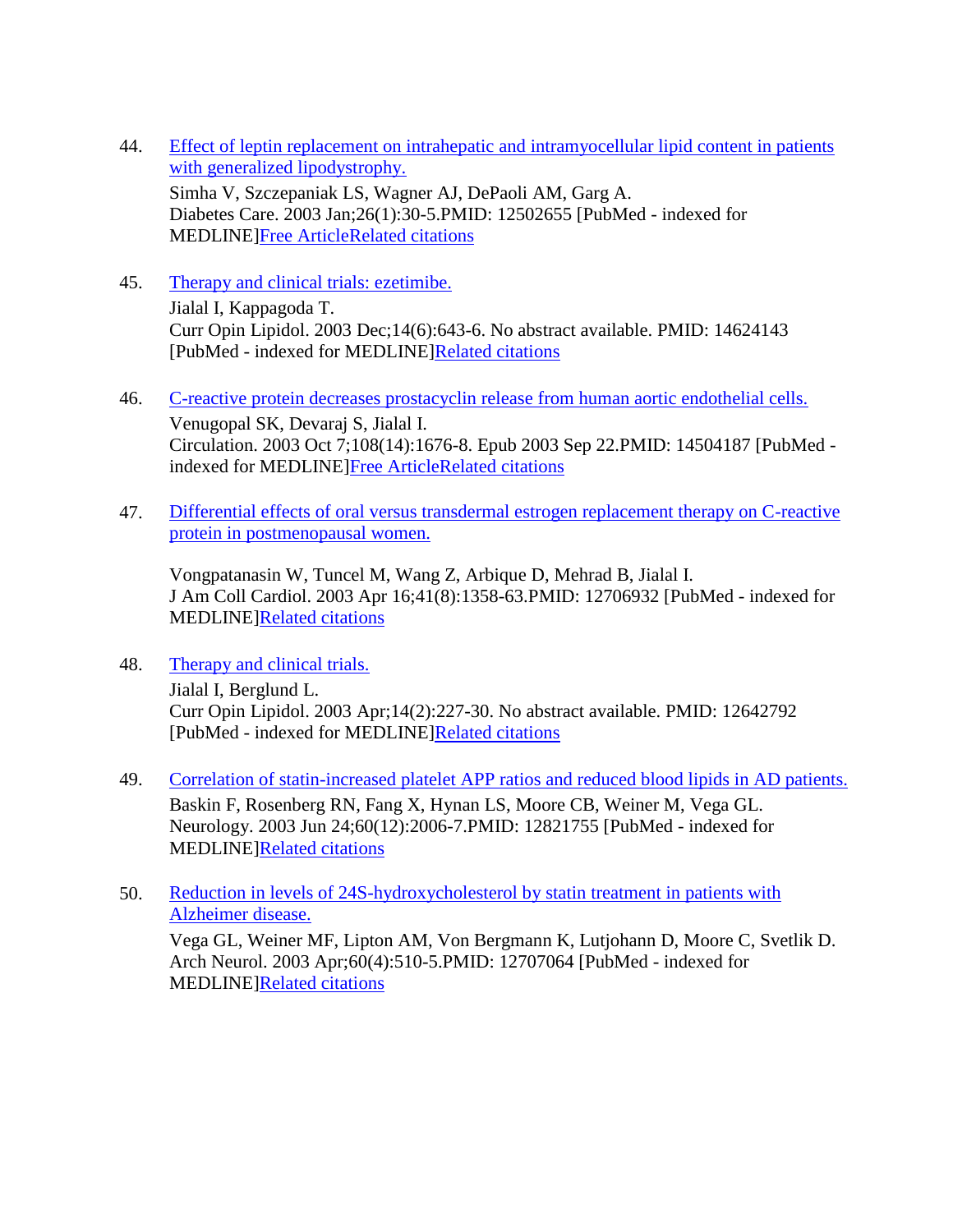44. Effect of leptin replacement on intrahepatic and intramyocellular lipid content in patients with generalized lipodystrophy.
    Simha V, Szczepaniak LS, Wagner AJ, DePaoli AM, Garg A.
    Diabetes Care. 2003 Jan;26(1):30-5.PMID: 12502655 [PubMed - indexed for MEDLINE]Free ArticleRelated citations

45. Therapy and clinical trials: ezetimibe.
    Jialal I, Kappagoda T.
    Curr Opin Lipidol. 2003 Dec;14(6):643-6. No abstract available. PMID: 14624143 [PubMed - indexed for MEDLINE]Related citations

46. C-reactive protein decreases prostacyclin release from human aortic endothelial cells.
    Venugopal SK, Devaraj S, Jialal I.
    Circulation. 2003 Oct 7;108(14):1676-8. Epub 2003 Sep 22.PMID: 14504187 [PubMed - indexed for MEDLINE]Free ArticleRelated citations

47. Differential effects of oral versus transdermal estrogen replacement therapy on C-reactive protein in postmenopausal women.

    Vongpatanasin W, Tuncel M, Wang Z, Arbique D, Mehrad B, Jialal I.
    J Am Coll Cardiol. 2003 Apr 16;41(8):1358-63.PMID: 12706932 [PubMed - indexed for MEDLINE]Related citations

48. Therapy and clinical trials.
    Jialal I, Berglund L.
    Curr Opin Lipidol. 2003 Apr;14(2):227-30. No abstract available. PMID: 12642792 [PubMed - indexed for MEDLINE]Related citations

49. Correlation of statin-increased platelet APP ratios and reduced blood lipids in AD patients.
    Baskin F, Rosenberg RN, Fang X, Hynan LS, Moore CB, Weiner M, Vega GL.
    Neurology. 2003 Jun 24;60(12):2006-7.PMID: 12821755 [PubMed - indexed for MEDLINE]Related citations

50. Reduction in levels of 24S-hydroxycholesterol by statin treatment in patients with Alzheimer disease.
    Vega GL, Weiner MF, Lipton AM, Von Bergmann K, Lutjohann D, Moore C, Svetlik D.
    Arch Neurol. 2003 Apr;60(4):510-5.PMID: 12707064 [PubMed - indexed for MEDLINE]Related citations